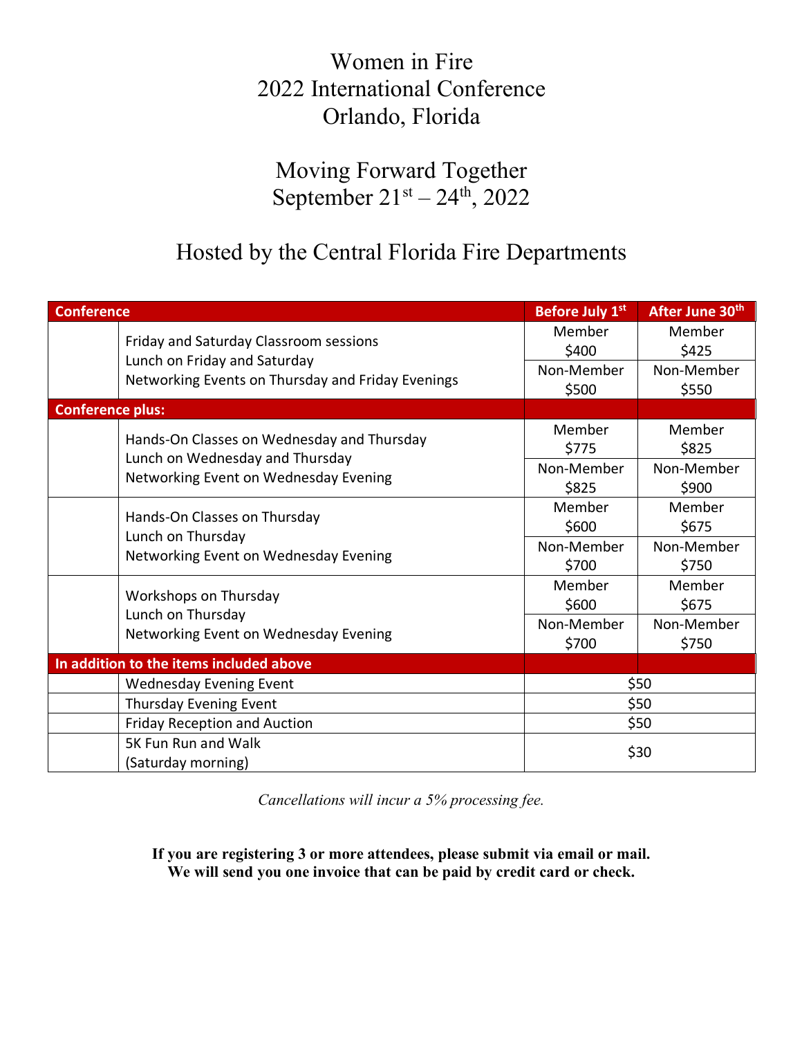# Women in Fire
# 2022 International Conference
# Orlando, Florida

## Moving Forward Together
## September 21st – 24th, 2022

## Hosted by the Central Florida Fire Departments

| | Conference | Before July 1st | After June 30th |
|---|---|---|---|
| | Friday and Saturday Classroom sessions<br>Lunch on Friday and Saturday<br>Networking Events on Thursday and Friday Evenings | Member<br>$400 | Member<br>$425 |
| | | Non-Member<br>$500 | Non-Member<br>$550 |
| **Conference plus:** | | | |
| | Hands-On Classes on Wednesday and Thursday<br>Lunch on Wednesday and Thursday<br>Networking Event on Wednesday Evening | Member<br>$775 | Member<br>$825 |
| | | Non-Member<br>$825 | Non-Member<br>$900 |
| | Hands-On Classes on Thursday<br>Lunch on Thursday<br>Networking Event on Wednesday Evening | Member<br>$600 | Member<br>$675 |
| | | Non-Member<br>$700 | Non-Member<br>$750 |
| | Workshops on Thursday<br>Lunch on Thursday<br>Networking Event on Wednesday Evening | Member<br>$600 | Member<br>$675 |
| | | Non-Member<br>$700 | Non-Member<br>$750 |
| **In addition to the items included above** | | | |
| | Wednesday Evening Event | $50 | |
| | Thursday Evening Event | $50 | |
| | Friday Reception and Auction | $50 | |
| | 5K Fun Run and Walk<br>(Saturday morning) | $30 | |

*Cancellations will incur a 5% processing fee.*

**If you are registering 3 or more attendees, please submit via email or mail.**
**We will send you one invoice that can be paid by credit card or check.**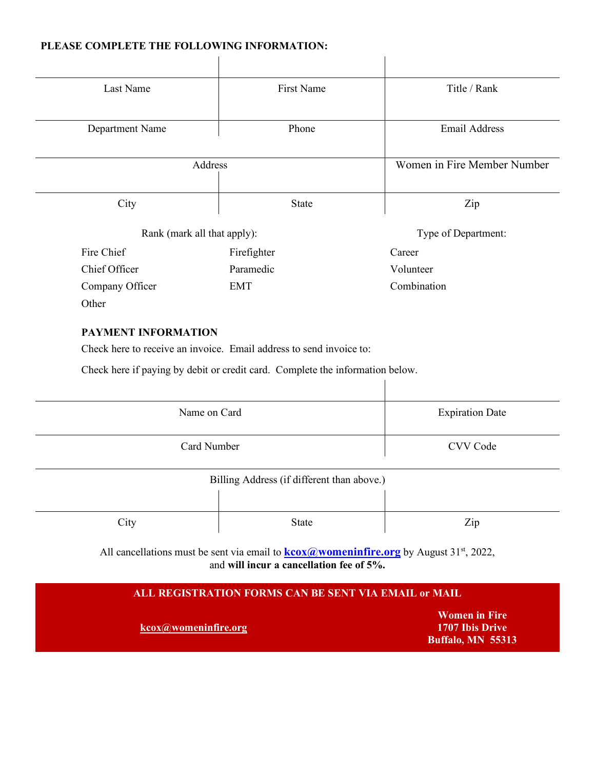**PLEASE COMPLETE THE FOLLOWING INFORMATION:**

| | | |
|---|---|---|
| Last Name | First Name | Title / Rank |
| Department Name | Phone | Email Address |
| Address | | Women in Fire Member Number |
| City | State | Zip |

Rank (mark all that apply):

- Fire Chief
- Chief Officer
- Company Officer
- Other
- Firefighter
- Paramedic
- EMT

Type of Department:

- Career
- Volunteer
- Combination

**PAYMENT INFORMATION**

Check here to receive an invoice. Email address to send invoice to:

Check here if paying by debit or credit card. Complete the information below.

| | |
|---|---|
| Name on Card | Expiration Date |
| Card Number | CVV Code |

Billing Address (if different than above.)

| | | |
|---|---|---|
| City | State | Zip |

All cancellations must be sent via email to **kcox@womeninfire.org** by August 31st, 2022, and **will incur a cancellation fee of 5%.**

**ALL REGISTRATION FORMS CAN BE SENT VIA EMAIL or MAIL**

**kcox@womeninfire.org**

**Women in Fire**
**1707 Ibis Drive**
**Buffalo, MN 55313**